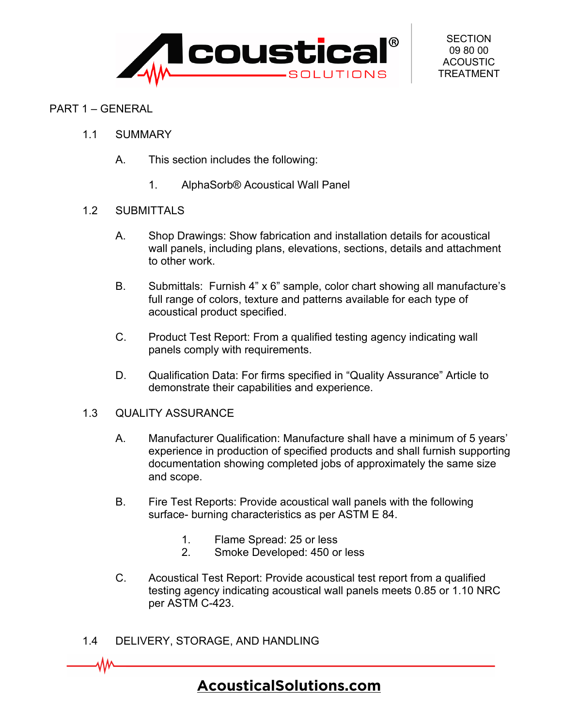SECTION
09 80 00
ACOUSTIC
TREATMENT

# PART 1 – GENERAL

## 1.1 SUMMARY

A. This section includes the following:

1. AlphaSorb® Acoustical Wall Panel

## 1.2 SUBMITTALS

A. Shop Drawings: Show fabrication and installation details for acoustical wall panels, including plans, elevations, sections, details and attachment to other work.

B. Submittals: Furnish 4” x 6” sample, color chart showing all manufacture’s full range of colors, texture and patterns available for each type of acoustical product specified.

C. Product Test Report: From a qualified testing agency indicating wall panels comply with requirements.

D. Qualification Data: For firms specified in “Quality Assurance” Article to demonstrate their capabilities and experience.

## 1.3 QUALITY ASSURANCE

A. Manufacturer Qualification: Manufacture shall have a minimum of 5 years’ experience in production of specified products and shall furnish supporting documentation showing completed jobs of approximately the same size and scope.

B. Fire Test Reports: Provide acoustical wall panels with the following surface- burning characteristics as per ASTM E 84.

1. Flame Spread: 25 or less
2. Smoke Developed: 450 or less

C. Acoustical Test Report: Provide acoustical test report from a qualified testing agency indicating acoustical wall panels meets 0.85 or 1.10 NRC per ASTM C-423.

## 1.4 DELIVERY, STORAGE, AND HANDLING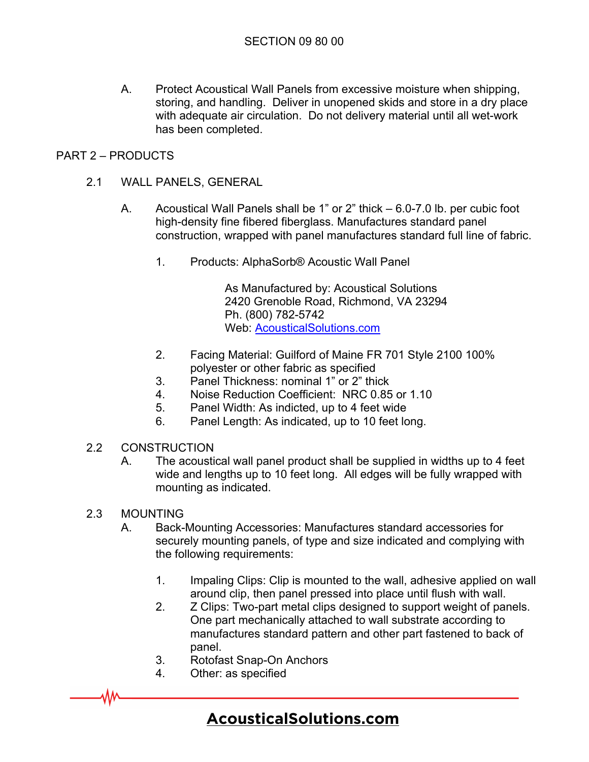A. Protect Acoustical Wall Panels from excessive moisture when shipping, storing, and handling. Deliver in unopened skids and store in a dry place with adequate air circulation. Do not delivery material until all wet-work has been completed.

## PART 2 – PRODUCTS

### 2.1 WALL PANELS, GENERAL

A. Acoustical Wall Panels shall be 1" or 2" thick – 6.0-7.0 lb. per cubic foot high-density fine fibered fiberglass. Manufactures standard panel construction, wrapped with panel manufactures standard full line of fabric.

1. Products: AlphaSorb® Acoustic Wall Panel

   As Manufactured by: Acoustical Solutions
   2420 Grenoble Road, Richmond, VA 23294
   Ph. (800) 782-5742
   Web: [AcousticalSolutions.com](AcousticalSolutions.com)

2. Facing Material: Guilford of Maine FR 701 Style 2100 100% polyester or other fabric as specified
3. Panel Thickness: nominal 1" or 2" thick
4. Noise Reduction Coefficient: NRC 0.85 or 1.10
5. Panel Width: As indicted, up to 4 feet wide
6. Panel Length: As indicated, up to 10 feet long.

### 2.2 CONSTRUCTION

A. The acoustical wall panel product shall be supplied in widths up to 4 feet wide and lengths up to 10 feet long. All edges will be fully wrapped with mounting as indicated.

### 2.3 MOUNTING

A. Back-Mounting Accessories: Manufactures standard accessories for securely mounting panels, of type and size indicated and complying with the following requirements:

1. Impaling Clips: Clip is mounted to the wall, adhesive applied on wall around clip, then panel pressed into place until flush with wall.
2. Z Clips: Two-part metal clips designed to support weight of panels. One part mechanically attached to wall substrate according to manufactures standard pattern and other part fastened to back of panel.
3. Rotofast Snap-On Anchors
4. Other: as specified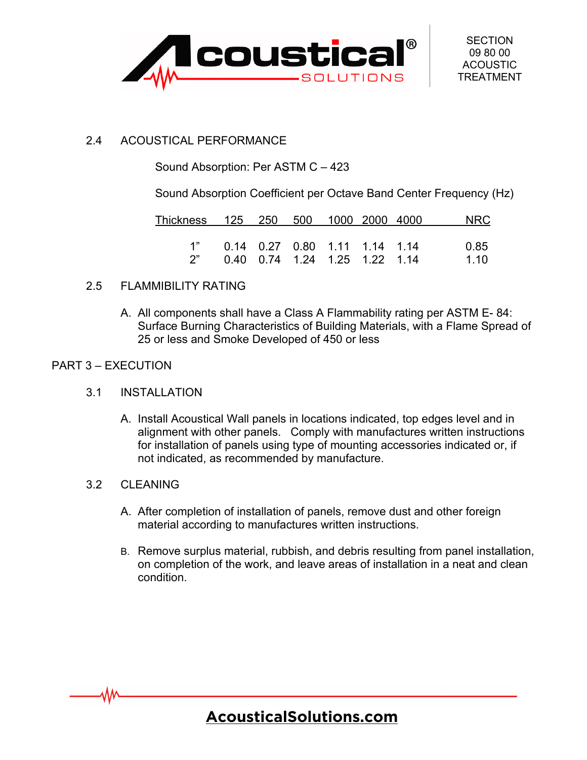### 2.4 ACOUSTICAL PERFORMANCE

Sound Absorption: Per ASTM C – 423

Sound Absorption Coefficient per Octave Band Center Frequency (Hz)

| Thickness | 125 | 250 | 500 | 1000 | 2000 | 4000 | NRC |
|---|---|---|---|---|---|---|---|
| 1” | 0.14 | 0.27 | 0.80 | 1.11 | 1.14 | 1.14 | 0.85 |
| 2” | 0.40 | 0.74 | 1.24 | 1.25 | 1.22 | 1.14 | 1.10 |

### 2.5 FLAMMIBILITY RATING

A. All components shall have a Class A Flammability rating per ASTM E- 84: Surface Burning Characteristics of Building Materials, with a Flame Spread of 25 or less and Smoke Developed of 450 or less

## PART 3 – EXECUTION

### 3.1 INSTALLATION

A. Install Acoustical Wall panels in locations indicated, top edges level and in alignment with other panels. Comply with manufactures written instructions for installation of panels using type of mounting accessories indicated or, if not indicated, as recommended by manufacture.

### 3.2 CLEANING

A. After completion of installation of panels, remove dust and other foreign material according to manufactures written instructions.

B. Remove surplus material, rubbish, and debris resulting from panel installation, on completion of the work, and leave areas of installation in a neat and clean condition.